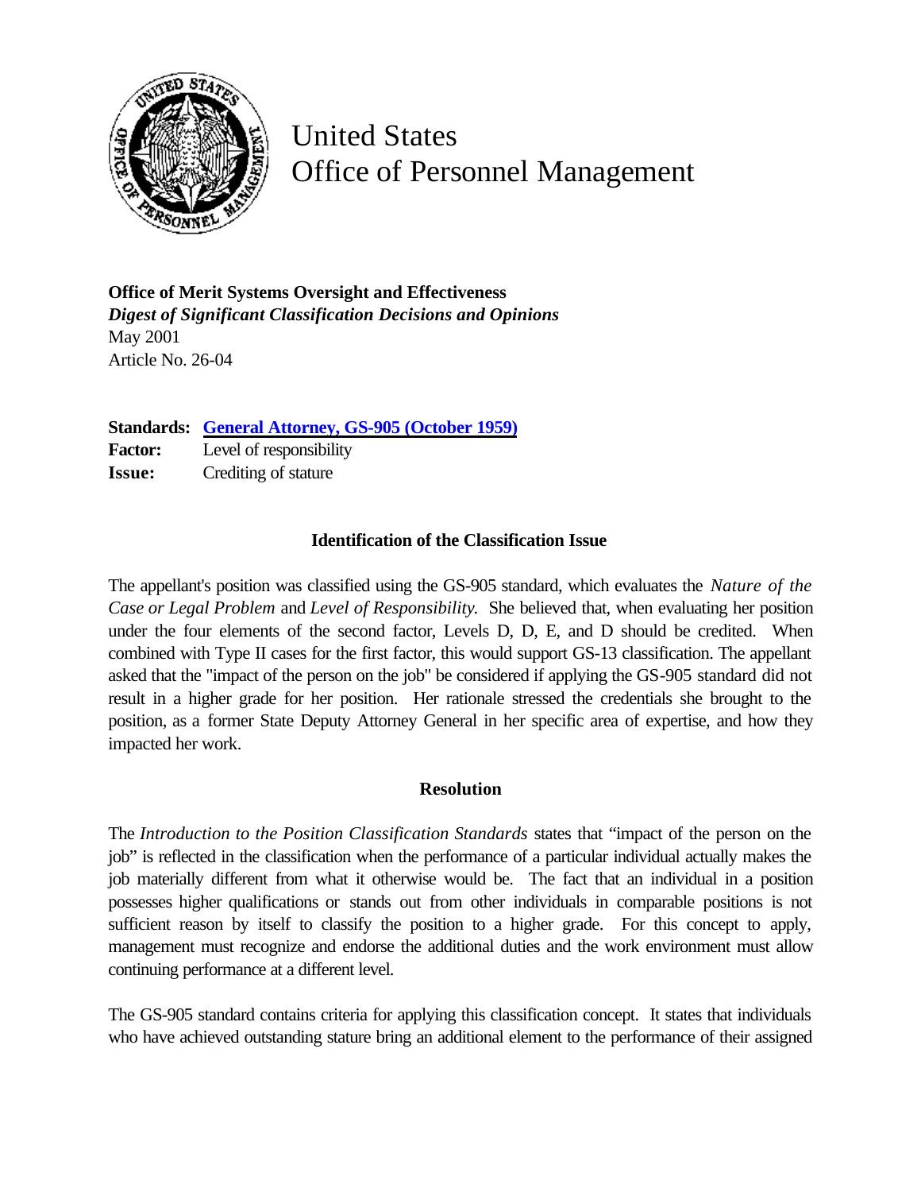# United States
# Office of Personnel Management

**Office of Merit Systems Oversight and Effectiveness**
*Digest of Significant Classification Decisions and Opinions*
May 2001
Article No. 26-04

**Standards:** [General Attorney, GS-905 (October 1959)]
**Factor:** Level of responsibility
**Issue:** Crediting of stature

### Identification of the Classification Issue

The appellant's position was classified using the GS-905 standard, which evaluates the *Nature of the Case or Legal Problem* and *Level of Responsibility.* She believed that, when evaluating her position under the four elements of the second factor, Levels D, D, E, and D should be credited. When combined with Type II cases for the first factor, this would support GS-13 classification. The appellant asked that the "impact of the person on the job" be considered if applying the GS-905 standard did not result in a higher grade for her position. Her rationale stressed the credentials she brought to the position, as a former State Deputy Attorney General in her specific area of expertise, and how they impacted her work.

### Resolution

The *Introduction to the Position Classification Standards* states that "impact of the person on the job" is reflected in the classification when the performance of a particular individual actually makes the job materially different from what it otherwise would be. The fact that an individual in a position possesses higher qualifications or stands out from other individuals in comparable positions is not sufficient reason by itself to classify the position to a higher grade. For this concept to apply, management must recognize and endorse the additional duties and the work environment must allow continuing performance at a different level.

The GS-905 standard contains criteria for applying this classification concept. It states that individuals who have achieved outstanding stature bring an additional element to the performance of their assigned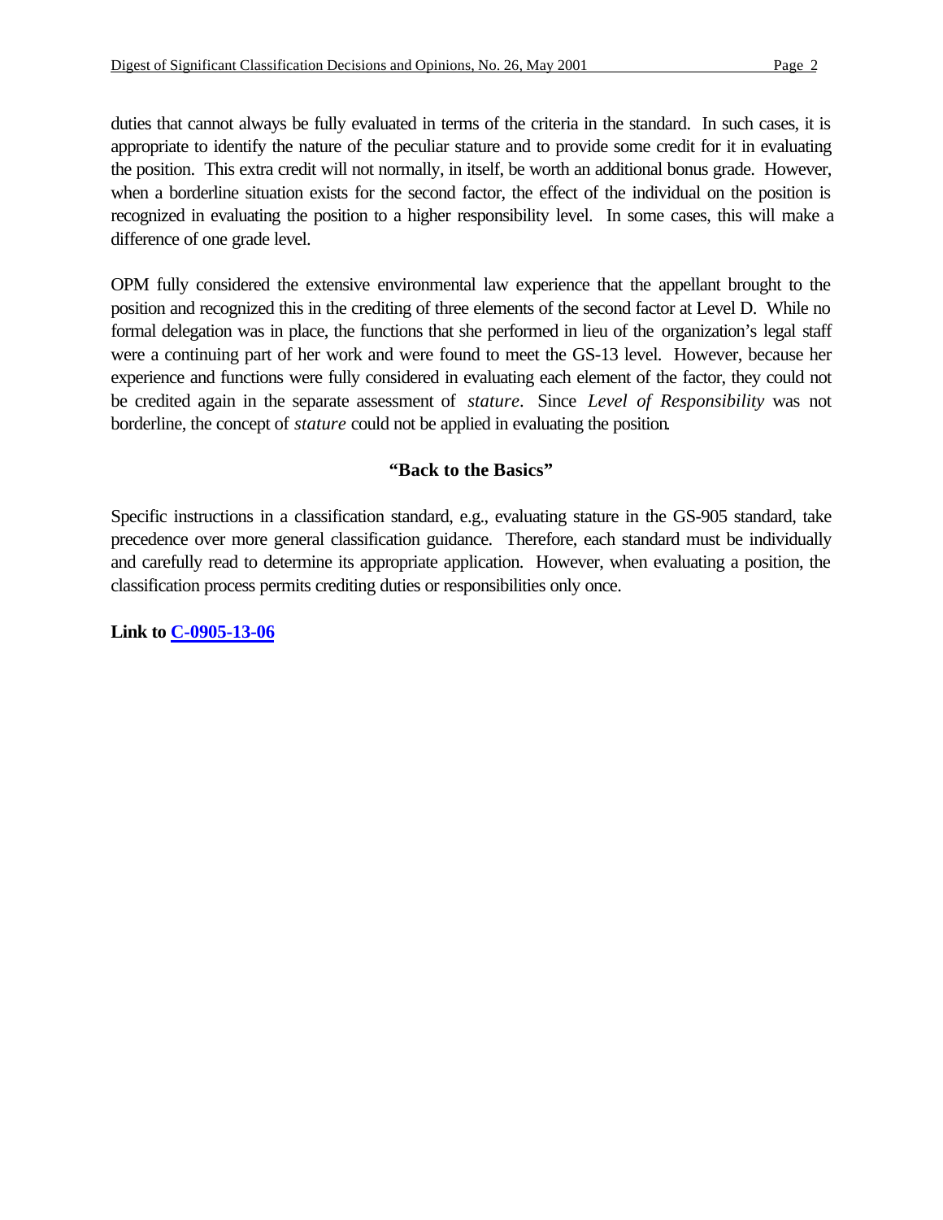duties that cannot always be fully evaluated in terms of the criteria in the standard. In such cases, it is appropriate to identify the nature of the peculiar stature and to provide some credit for it in evaluating the position. This extra credit will not normally, in itself, be worth an additional bonus grade. However, when a borderline situation exists for the second factor, the effect of the individual on the position is recognized in evaluating the position to a higher responsibility level. In some cases, this will make a difference of one grade level.

OPM fully considered the extensive environmental law experience that the appellant brought to the position and recognized this in the crediting of three elements of the second factor at Level D. While no formal delegation was in place, the functions that she performed in lieu of the organization's legal staff were a continuing part of her work and were found to meet the GS-13 level. However, because her experience and functions were fully considered in evaluating each element of the factor, they could not be credited again in the separate assessment of *stature*. Since *Level of Responsibility* was not borderline, the concept of *stature* could not be applied in evaluating the position.

**"Back to the Basics"**

Specific instructions in a classification standard, e.g., evaluating stature in the GS-905 standard, take precedence over more general classification guidance. Therefore, each standard must be individually and carefully read to determine its appropriate application. However, when evaluating a position, the classification process permits crediting duties or responsibilities only once.

**Link to C-0905-13-06**